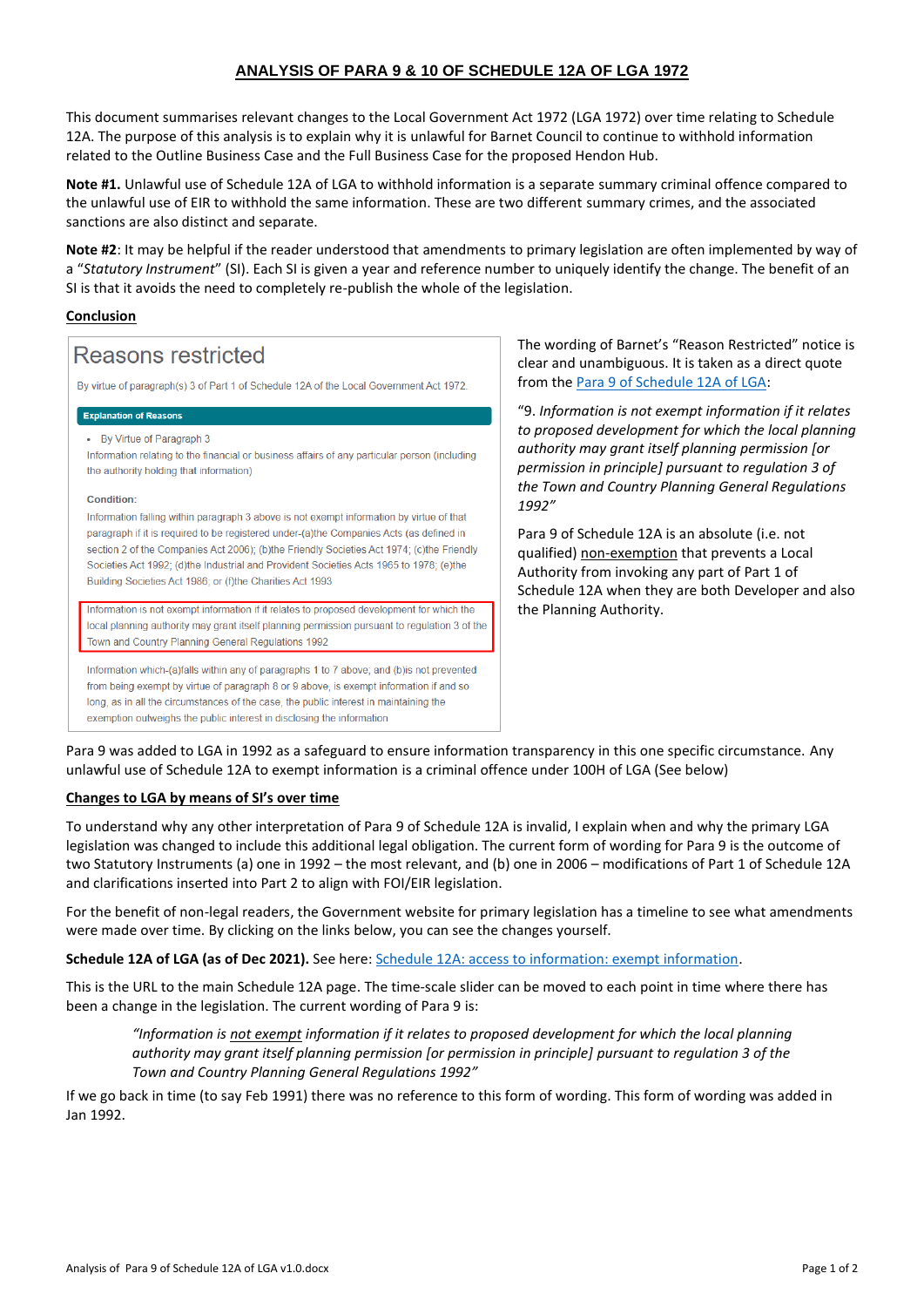## ANALYSIS OF PARA 9 & 10 OF SCHEDULE 12A OF LGA 1972

This document summarises relevant changes to the Local Government Act 1972 (LGA 1972) over time relating to Schedule 12A. The purpose of this analysis is to explain why it is unlawful for Barnet Council to continue to withhold information related to the Outline Business Case and the Full Business Case for the proposed Hendon Hub.

**Note #1.** Unlawful use of Schedule 12A of LGA to withhold information is a separate summary criminal offence compared to the unlawful use of EIR to withhold the same information. These are two different summary crimes, and the associated sanctions are also distinct and separate.

**Note #2**: It may be helpful if the reader understood that amendments to primary legislation are often implemented by way of a "*Statutory Instrument*" (SI). Each SI is given a year and reference number to uniquely identify the change. The benefit of an SI is that it avoids the need to completely re-publish the whole of the legislation.

**Conclusion**

> **Reasons restricted**
>
> By virtue of paragraph(s) 3 of Part 1 of Schedule 12A of the Local Government Act 1972.
>
> **Explanation of Reasons**
>
> - By Virtue of Paragraph 3
>
> Information relating to the financial or business affairs of any particular person (including the authority holding that information)
>
> **Condition:**
>
> Information falling within paragraph 3 above is not exempt information by virtue of that paragraph if it is required to be registered under-(a)the Companies Acts (as defined in section 2 of the Companies Act 2006); (b)the Friendly Societies Act 1974; (c)the Friendly Societies Act 1992; (d)the Industrial and Provident Societies Acts 1965 to 1978; (e)the Building Societies Act 1986; or (f)the Charities Act 1993
>
> Information is not exempt information if it relates to proposed development for which the local planning authority may grant itself planning permission pursuant to regulation 3 of the Town and Country Planning General Regulations 1992
>
> Information which-(a)falls within any of paragraphs 1 to 7 above; and (b)is not prevented from being exempt by virtue of paragraph 8 or 9 above, is exempt information if and so long, as in all the circumstances of the case, the public interest in maintaining the exemption outweighs the public interest in disclosing the information

The wording of Barnet's "Reason Restricted" notice is clear and unambiguous. It is taken as a direct quote from the Para 9 of Schedule 12A of LGA:

"9. *Information is not exempt information if it relates to proposed development for which the local planning authority may grant itself planning permission [or permission in principle] pursuant to regulation 3 of the Town and Country Planning General Regulations 1992*"

Para 9 of Schedule 12A is an absolute (i.e. not qualified) non-exemption that prevents a Local Authority from invoking any part of Part 1 of Schedule 12A when they are both Developer and also the Planning Authority.

Para 9 was added to LGA in 1992 as a safeguard to ensure information transparency in this one specific circumstance. Any unlawful use of Schedule 12A to exempt information is a criminal offence under 100H of LGA (See below)

**Changes to LGA by means of SI's over time**

To understand why any other interpretation of Para 9 of Schedule 12A is invalid, I explain when and why the primary LGA legislation was changed to include this additional legal obligation. The current form of wording for Para 9 is the outcome of two Statutory Instruments (a) one in 1992 – the most relevant, and (b) one in 2006 – modifications of Part 1 of Schedule 12A and clarifications inserted into Part 2 to align with FOI/EIR legislation.

For the benefit of non-legal readers, the Government website for primary legislation has a timeline to see what amendments were made over time. By clicking on the links below, you can see the changes yourself.

**Schedule 12A of LGA (as of Dec 2021).** See here: Schedule 12A: access to information: exempt information.

This is the URL to the main Schedule 12A page. The time-scale slider can be moved to each point in time where there has been a change in the legislation. The current wording of Para 9 is:

> *"Information is not exempt information if it relates to proposed development for which the local planning authority may grant itself planning permission [or permission in principle] pursuant to regulation 3 of the Town and Country Planning General Regulations 1992"*

If we go back in time (to say Feb 1991) there was no reference to this form of wording. This form of wording was added in Jan 1992.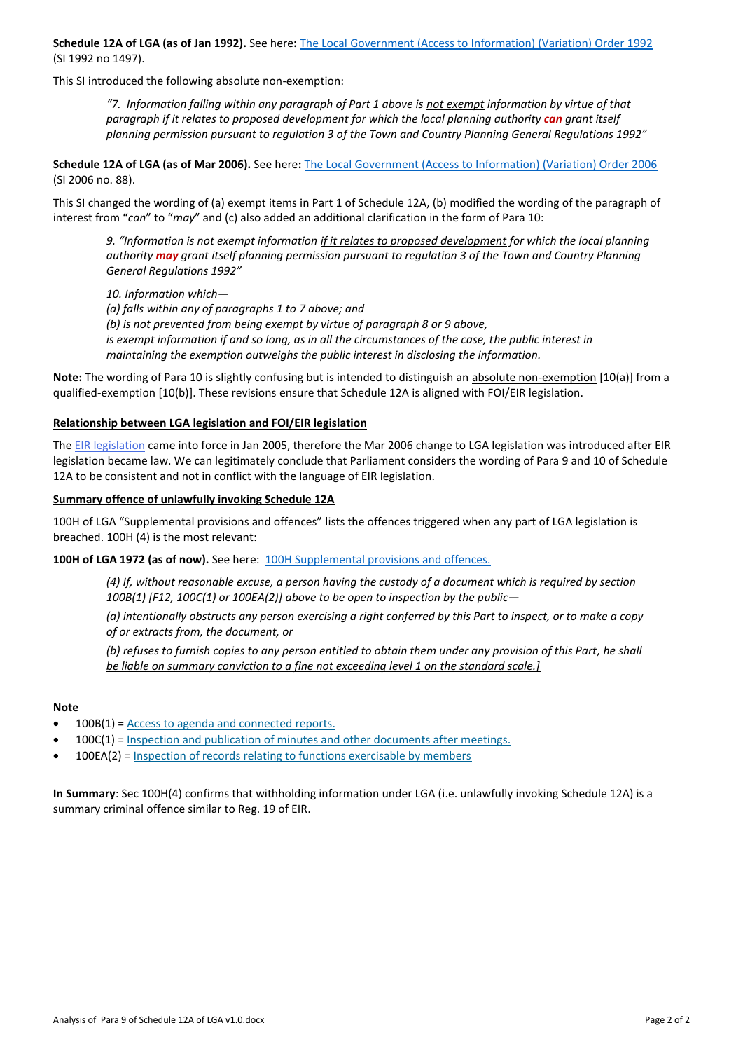**Schedule 12A of LGA (as of Jan 1992).** See here**:** The Local Government (Access to Information) (Variation) Order 1992 (SI 1992 no 1497).

This SI introduced the following absolute non-exemption:

> *"7. Information falling within any paragraph of Part 1 above is* *not exempt* *information by virtue of that paragraph if it relates to proposed development for which the local planning authority* ***can*** *grant itself planning permission pursuant to regulation 3 of the Town and Country Planning General Regulations 1992"*

**Schedule 12A of LGA (as of Mar 2006).** See here**:** The Local Government (Access to Information) (Variation) Order 2006 (SI 2006 no. 88).

This SI changed the wording of (a) exempt items in Part 1 of Schedule 12A, (b) modified the wording of the paragraph of interest from "*can*" to "*may*" and (c) also added an additional clarification in the form of Para 10:

> *9. "Information is not exempt information* *if it relates to proposed development* *for which the local planning authority* ***may*** *grant itself planning permission pursuant to regulation 3 of the Town and Country Planning General Regulations 1992"*
>
> *10. Information which—*
> *(a) falls within any of paragraphs 1 to 7 above; and*
> *(b) is not prevented from being exempt by virtue of paragraph 8 or 9 above,*
> *is exempt information if and so long, as in all the circumstances of the case, the public interest in maintaining the exemption outweighs the public interest in disclosing the information.*

**Note:** The wording of Para 10 is slightly confusing but is intended to distinguish an absolute non-exemption [10(a)] from a qualified-exemption [10(b)]. These revisions ensure that Schedule 12A is aligned with FOI/EIR legislation.

**Relationship between LGA legislation and FOI/EIR legislation**

The EIR legislation came into force in Jan 2005, therefore the Mar 2006 change to LGA legislation was introduced after EIR legislation became law. We can legitimately conclude that Parliament considers the wording of Para 9 and 10 of Schedule 12A to be consistent and not in conflict with the language of EIR legislation.

**Summary offence of unlawfully invoking Schedule 12A**

100H of LGA "Supplemental provisions and offences" lists the offences triggered when any part of LGA legislation is breached. 100H (4) is the most relevant:

**100H of LGA 1972 (as of now).** See here: 100H Supplemental provisions and offences.

> *(4) If, without reasonable excuse, a person having the custody of a document which is required by section 100B(1) [F12, 100C(1) or 100EA(2)] above to be open to inspection by the public—*
>
> *(a) intentionally obstructs any person exercising a right conferred by this Part to inspect, or to make a copy of or extracts from, the document, or*
>
> *(b) refuses to furnish copies to any person entitled to obtain them under any provision of this Part,* *he shall be liable on summary conviction to a fine not exceeding level 1 on the standard scale.]*

**Note**

- 100B(1) = Access to agenda and connected reports.
- 100C(1) = Inspection and publication of minutes and other documents after meetings.
- 100EA(2) = Inspection of records relating to functions exercisable by members

**In Summary**: Sec 100H(4) confirms that withholding information under LGA (i.e. unlawfully invoking Schedule 12A) is a summary criminal offence similar to Reg. 19 of EIR.